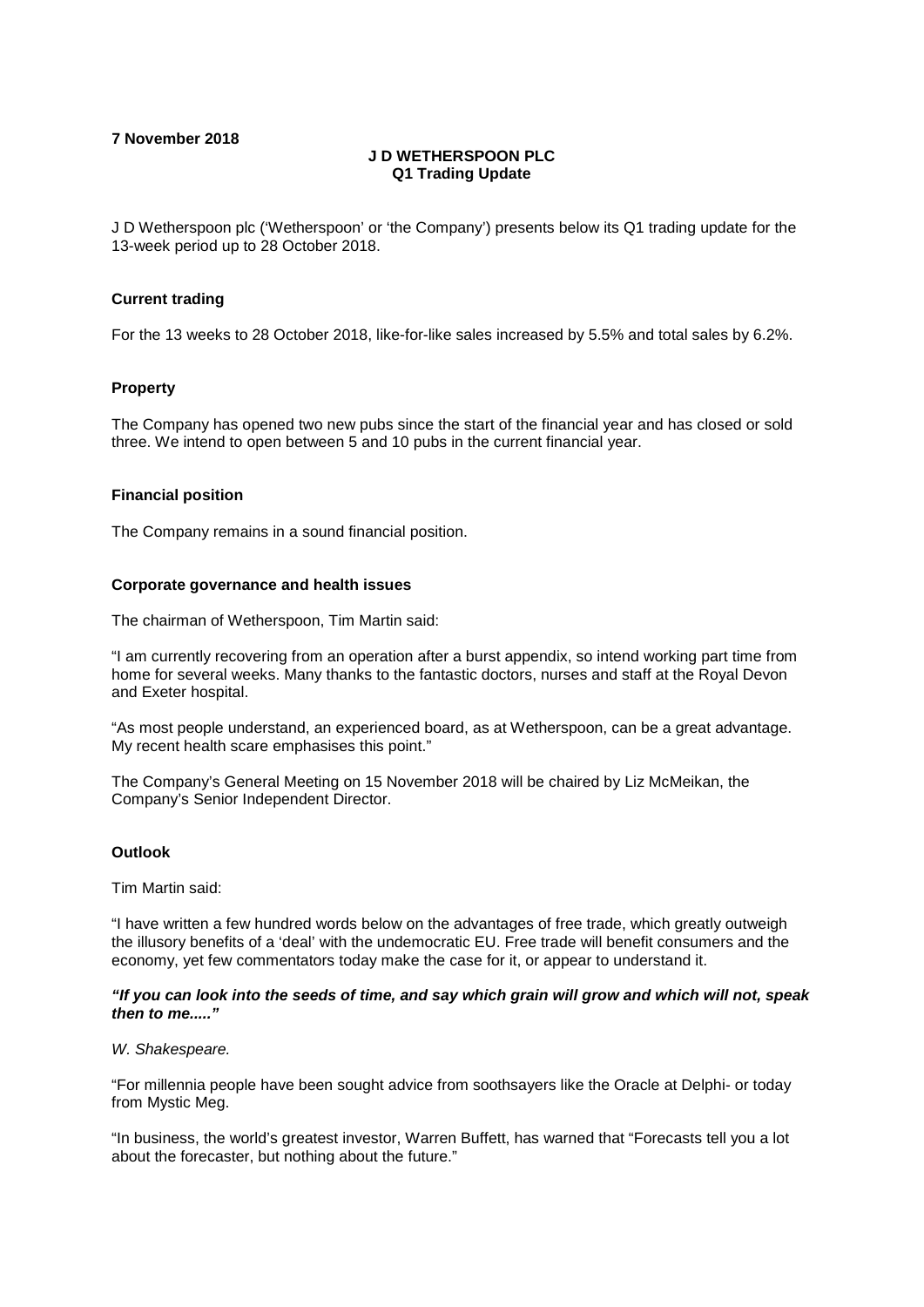**7 November 2018**

# J D WETHERSPOON PLC
## Q1 Trading Update

J D Wetherspoon plc ('Wetherspoon' or 'the Company') presents below its Q1 trading update for the 13-week period up to 28 October 2018.

### Current trading

For the 13 weeks to 28 October 2018, like-for-like sales increased by 5.5% and total sales by 6.2%.

### Property

The Company has opened two new pubs since the start of the financial year and has closed or sold three. We intend to open between 5 and 10 pubs in the current financial year.

### Financial position

The Company remains in a sound financial position.

### Corporate governance and health issues

The chairman of Wetherspoon, Tim Martin said:

"I am currently recovering from an operation after a burst appendix, so intend working part time from home for several weeks. Many thanks to the fantastic doctors, nurses and staff at the Royal Devon and Exeter hospital.

"As most people understand, an experienced board, as at Wetherspoon, can be a great advantage. My recent health scare emphasises this point."

The Company's General Meeting on 15 November 2018 will be chaired by Liz McMeikan, the Company's Senior Independent Director.

### Outlook

Tim Martin said:

"I have written a few hundred words below on the advantages of free trade, which greatly outweigh the illusory benefits of a 'deal' with the undemocratic EU. Free trade will benefit consumers and the economy, yet few commentators today make the case for it, or appear to understand it.

***"If you can look into the seeds of time, and say which grain will grow and which will not, speak then to me....."***

*W. Shakespeare.*

"For millennia people have been sought advice from soothsayers like the Oracle at Delphi- or today from Mystic Meg.

"In business, the world's greatest investor, Warren Buffett, has warned that "Forecasts tell you a lot about the forecaster, but nothing about the future."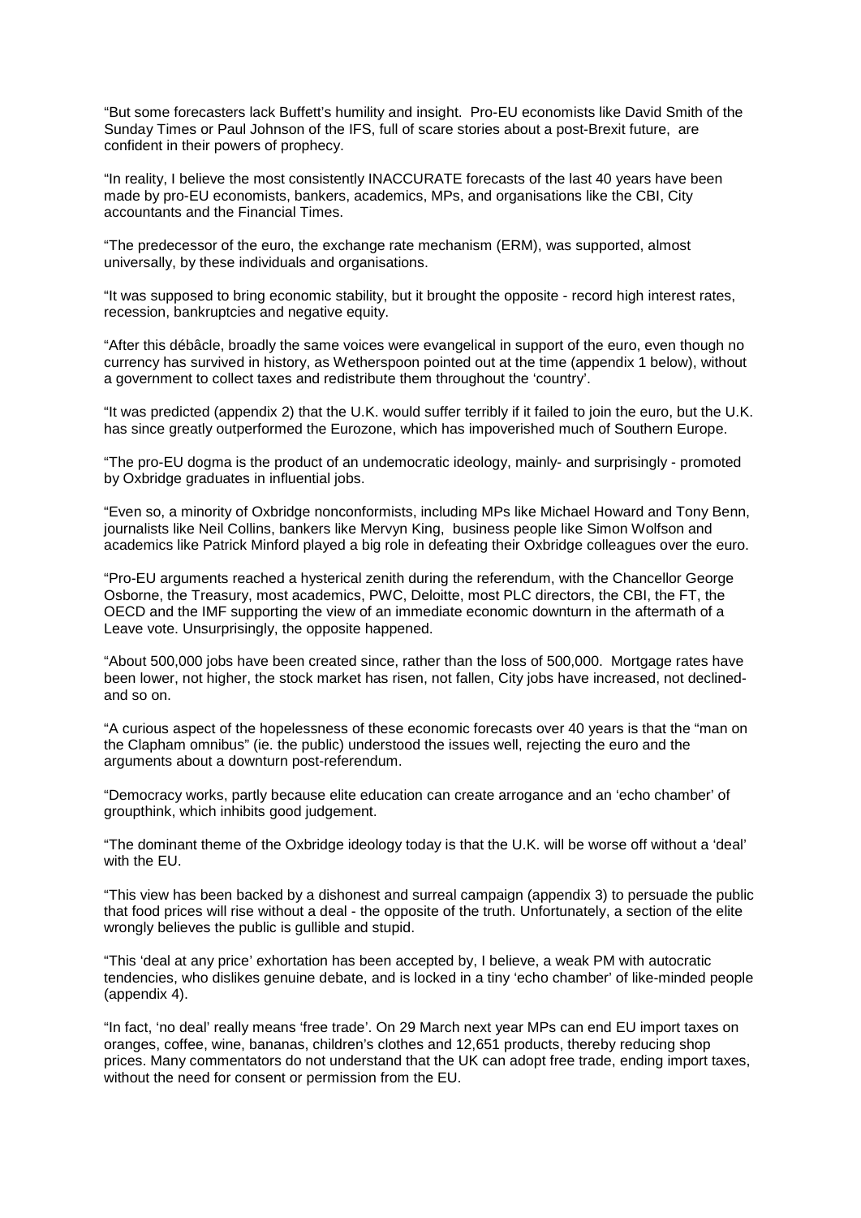“But some forecasters lack Buffett’s humility and insight. Pro-EU economists like David Smith of the Sunday Times or Paul Johnson of the IFS, full of scare stories about a post-Brexit future, are confident in their powers of prophecy.

“In reality, I believe the most consistently INACCURATE forecasts of the last 40 years have been made by pro-EU economists, bankers, academics, MPs, and organisations like the CBI, City accountants and the Financial Times.

“The predecessor of the euro, the exchange rate mechanism (ERM), was supported, almost universally, by these individuals and organisations.

“It was supposed to bring economic stability, but it brought the opposite - record high interest rates, recession, bankruptcies and negative equity.

“After this débâcle, broadly the same voices were evangelical in support of the euro, even though no currency has survived in history, as Wetherspoon pointed out at the time (appendix 1 below), without a government to collect taxes and redistribute them throughout the ‘country’.

“It was predicted (appendix 2) that the U.K. would suffer terribly if it failed to join the euro, but the U.K. has since greatly outperformed the Eurozone, which has impoverished much of Southern Europe.

“The pro-EU dogma is the product of an undemocratic ideology, mainly- and surprisingly - promoted by Oxbridge graduates in influential jobs.

“Even so, a minority of Oxbridge nonconformists, including MPs like Michael Howard and Tony Benn, journalists like Neil Collins, bankers like Mervyn King, business people like Simon Wolfson and academics like Patrick Minford played a big role in defeating their Oxbridge colleagues over the euro.

“Pro-EU arguments reached a hysterical zenith during the referendum, with the Chancellor George Osborne, the Treasury, most academics, PWC, Deloitte, most PLC directors, the CBI, the FT, the OECD and the IMF supporting the view of an immediate economic downturn in the aftermath of a Leave vote. Unsurprisingly, the opposite happened.

“About 500,000 jobs have been created since, rather than the loss of 500,000. Mortgage rates have been lower, not higher, the stock market has risen, not fallen, City jobs have increased, not declined- and so on.

“A curious aspect of the hopelessness of these economic forecasts over 40 years is that the “man on the Clapham omnibus” (ie. the public) understood the issues well, rejecting the euro and the arguments about a downturn post-referendum.

“Democracy works, partly because elite education can create arrogance and an ‘echo chamber’ of groupthink, which inhibits good judgement.

“The dominant theme of the Oxbridge ideology today is that the U.K. will be worse off without a ‘deal’ with the EU.

“This view has been backed by a dishonest and surreal campaign (appendix 3) to persuade the public that food prices will rise without a deal - the opposite of the truth. Unfortunately, a section of the elite wrongly believes the public is gullible and stupid.

“This ‘deal at any price’ exhortation has been accepted by, I believe, a weak PM with autocratic tendencies, who dislikes genuine debate, and is locked in a tiny ‘echo chamber’ of like-minded people (appendix 4).

“In fact, ‘no deal’ really means ‘free trade’. On 29 March next year MPs can end EU import taxes on oranges, coffee, wine, bananas, children’s clothes and 12,651 products, thereby reducing shop prices. Many commentators do not understand that the UK can adopt free trade, ending import taxes, without the need for consent or permission from the EU.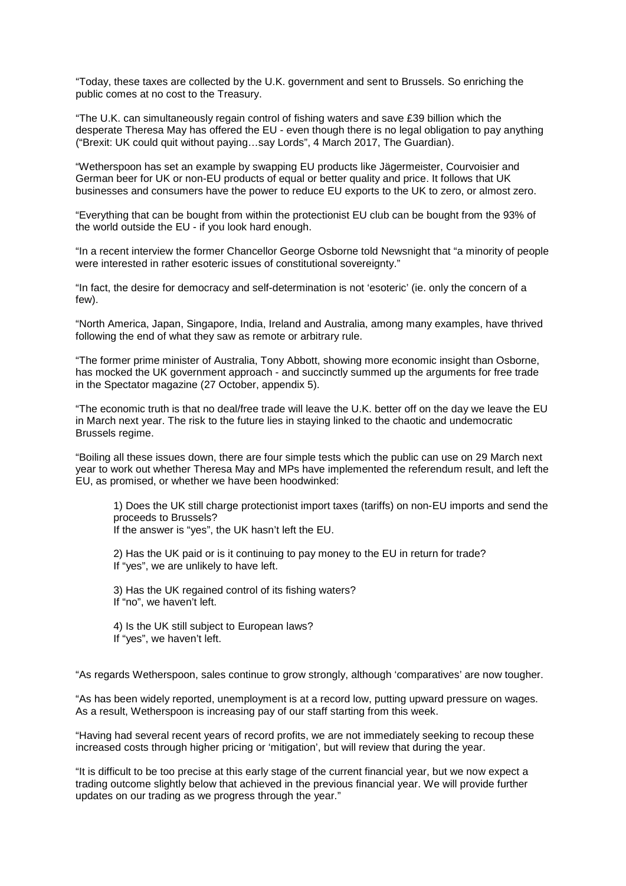"Today, these taxes are collected by the U.K. government and sent to Brussels. So enriching the public comes at no cost to the Treasury.

"The U.K. can simultaneously regain control of fishing waters and save £39 billion which the desperate Theresa May has offered the EU - even though there is no legal obligation to pay anything ("Brexit: UK could quit without paying…say Lords", 4 March 2017, The Guardian).

"Wetherspoon has set an example by swapping EU products like Jägermeister, Courvoisier and German beer for UK or non-EU products of equal or better quality and price. It follows that UK businesses and consumers have the power to reduce EU exports to the UK to zero, or almost zero.

"Everything that can be bought from within the protectionist EU club can be bought from the 93% of the world outside the EU - if you look hard enough.

"In a recent interview the former Chancellor George Osborne told Newsnight that "a minority of people were interested in rather esoteric issues of constitutional sovereignty."

"In fact, the desire for democracy and self-determination is not 'esoteric' (ie. only the concern of a few).

"North America, Japan, Singapore, India, Ireland and Australia, among many examples, have thrived following the end of what they saw as remote or arbitrary rule.

"The former prime minister of Australia, Tony Abbott, showing more economic insight than Osborne, has mocked the UK government approach - and succinctly summed up the arguments for free trade in the Spectator magazine (27 October, appendix 5).

"The economic truth is that no deal/free trade will leave the U.K. better off on the day we leave the EU in March next year. The risk to the future lies in staying linked to the chaotic and undemocratic Brussels regime.

"Boiling all these issues down, there are four simple tests which the public can use on 29 March next year to work out whether Theresa May and MPs have implemented the referendum result, and left the EU, as promised, or whether we have been hoodwinked:

1) Does the UK still charge protectionist import taxes (tariffs) on non-EU imports and send the proceeds to Brussels?
If the answer is "yes", the UK hasn't left the EU.

2) Has the UK paid or is it continuing to pay money to the EU in return for trade?
If "yes", we are unlikely to have left.

3) Has the UK regained control of its fishing waters?
If "no", we haven't left.

4) Is the UK still subject to European laws?
If "yes", we haven't left.

"As regards Wetherspoon, sales continue to grow strongly, although 'comparatives' are now tougher.

"As has been widely reported, unemployment is at a record low, putting upward pressure on wages. As a result, Wetherspoon is increasing pay of our staff starting from this week.

"Having had several recent years of record profits, we are not immediately seeking to recoup these increased costs through higher pricing or 'mitigation', but will review that during the year.

"It is difficult to be too precise at this early stage of the current financial year, but we now expect a trading outcome slightly below that achieved in the previous financial year. We will provide further updates on our trading as we progress through the year."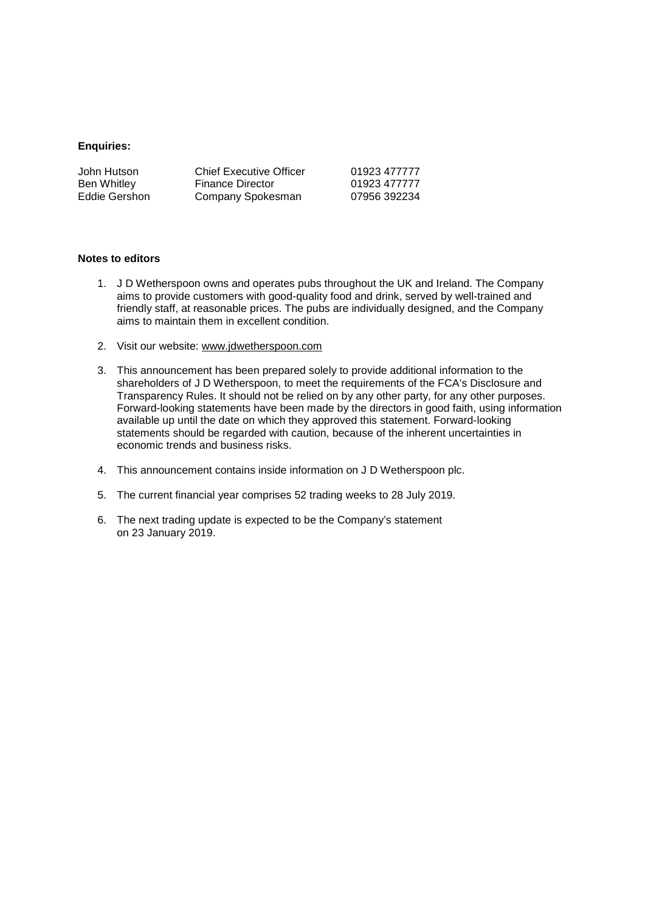**Enquiries:**

| | | |
|---|---|---|
| John Hutson | Chief Executive Officer | 01923 477777 |
| Ben Whitley | Finance Director | 01923 477777 |
| Eddie Gershon | Company Spokesman | 07956 392234 |

**Notes to editors**

1. J D Wetherspoon owns and operates pubs throughout the UK and Ireland. The Company aims to provide customers with good-quality food and drink, served by well-trained and friendly staff, at reasonable prices. The pubs are individually designed, and the Company aims to maintain them in excellent condition.

2. Visit our website: www.jdwetherspoon.com

3. This announcement has been prepared solely to provide additional information to the shareholders of J D Wetherspoon, to meet the requirements of the FCA's Disclosure and Transparency Rules. It should not be relied on by any other party, for any other purposes. Forward-looking statements have been made by the directors in good faith, using information available up until the date on which they approved this statement. Forward-looking statements should be regarded with caution, because of the inherent uncertainties in economic trends and business risks.

4. This announcement contains inside information on J D Wetherspoon plc.

5. The current financial year comprises 52 trading weeks to 28 July 2019.

6. The next trading update is expected to be the Company's statement on 23 January 2019.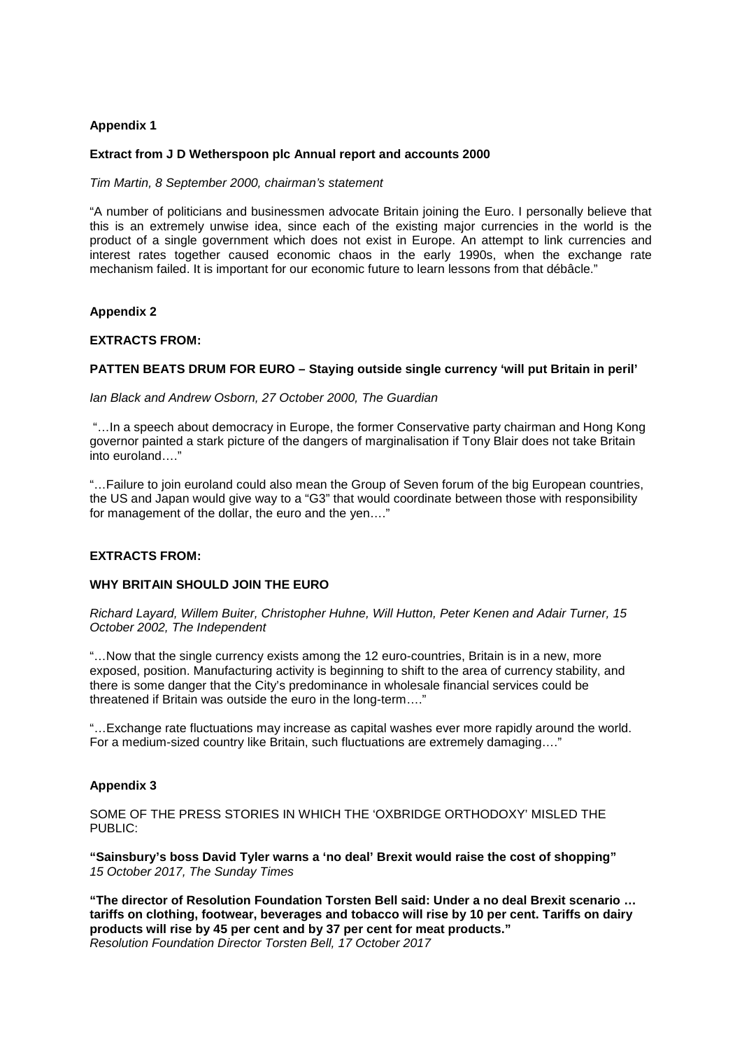**Appendix 1**

**Extract from J D Wetherspoon plc Annual report and accounts 2000**

*Tim Martin, 8 September 2000, chairman's statement*

"A number of politicians and businessmen advocate Britain joining the Euro. I personally believe that this is an extremely unwise idea, since each of the existing major currencies in the world is the product of a single government which does not exist in Europe. An attempt to link currencies and interest rates together caused economic chaos in the early 1990s, when the exchange rate mechanism failed. It is important for our economic future to learn lessons from that débâcle."

**Appendix 2**

**EXTRACTS FROM:**

**PATTEN BEATS DRUM FOR EURO – Staying outside single currency 'will put Britain in peril'**

*Ian Black and Andrew Osborn, 27 October 2000, The Guardian*

"…In a speech about democracy in Europe, the former Conservative party chairman and Hong Kong governor painted a stark picture of the dangers of marginalisation if Tony Blair does not take Britain into euroland…."

"…Failure to join euroland could also mean the Group of Seven forum of the big European countries, the US and Japan would give way to a "G3" that would coordinate between those with responsibility for management of the dollar, the euro and the yen…."

**EXTRACTS FROM:**

**WHY BRITAIN SHOULD JOIN THE EURO**

*Richard Layard, Willem Buiter, Christopher Huhne, Will Hutton, Peter Kenen and Adair Turner, 15 October 2002, The Independent*

"…Now that the single currency exists among the 12 euro-countries, Britain is in a new, more exposed, position. Manufacturing activity is beginning to shift to the area of currency stability, and there is some danger that the City's predominance in wholesale financial services could be threatened if Britain was outside the euro in the long-term…."

"…Exchange rate fluctuations may increase as capital washes ever more rapidly around the world. For a medium-sized country like Britain, such fluctuations are extremely damaging…."

**Appendix 3**

SOME OF THE PRESS STORIES IN WHICH THE 'OXBRIDGE ORTHODOXY' MISLED THE PUBLIC:

**"Sainsbury's boss David Tyler warns a 'no deal' Brexit would raise the cost of shopping"**
*15 October 2017, The Sunday Times*

**"The director of Resolution Foundation Torsten Bell said: Under a no deal Brexit scenario … tariffs on clothing, footwear, beverages and tobacco will rise by 10 per cent. Tariffs on dairy products will rise by 45 per cent and by 37 per cent for meat products."**
*Resolution Foundation Director Torsten Bell, 17 October 2017*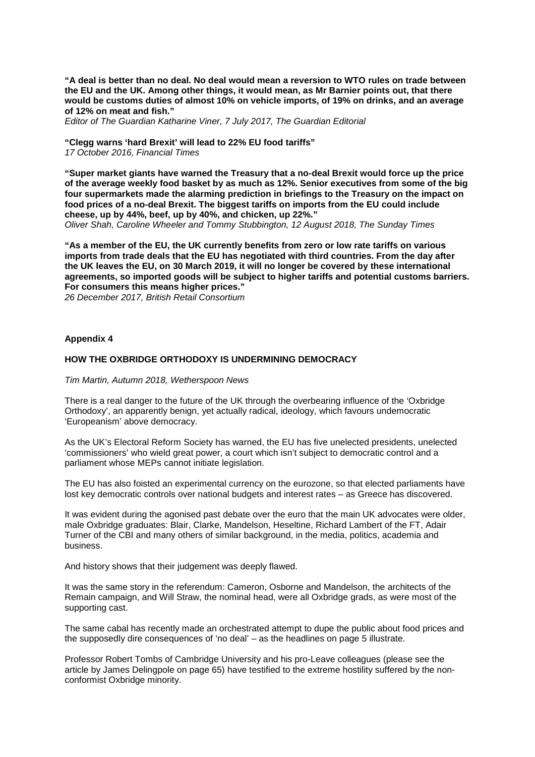**"A deal is better than no deal. No deal would mean a reversion to WTO rules on trade between the EU and the UK. Among other things, it would mean, as Mr Barnier points out, that there would be customs duties of almost 10% on vehicle imports, of 19% on drinks, and an average of 12% on meat and fish."**
*Editor of The Guardian Katharine Viner, 7 July 2017, The Guardian Editorial*

**"Clegg warns 'hard Brexit' will lead to 22% EU food tariffs"**
*17 October 2016, Financial Times*

**"Super market giants have warned the Treasury that a no-deal Brexit would force up the price of the average weekly food basket by as much as 12%. Senior executives from some of the big four supermarkets made the alarming prediction in briefings to the Treasury on the impact on food prices of a no-deal Brexit. The biggest tariffs on imports from the EU could include cheese, up by 44%, beef, up by 40%, and chicken, up 22%."**
*Oliver Shah, Caroline Wheeler and Tommy Stubbington, 12 August 2018, The Sunday Times*

**"As a member of the EU, the UK currently benefits from zero or low rate tariffs on various imports from trade deals that the EU has negotiated with third countries. From the day after the UK leaves the EU, on 30 March 2019, it will no longer be covered by these international agreements, so imported goods will be subject to higher tariffs and potential customs barriers. For consumers this means higher prices."**
*26 December 2017, British Retail Consortium*

**Appendix 4**

**HOW THE OXBRIDGE ORTHODOXY IS UNDERMINING DEMOCRACY**

*Tim Martin, Autumn 2018, Wetherspoon News*

There is a real danger to the future of the UK through the overbearing influence of the 'Oxbridge Orthodoxy', an apparently benign, yet actually radical, ideology, which favours undemocratic 'Europeanism' above democracy.

As the UK's Electoral Reform Society has warned, the EU has five unelected presidents, unelected 'commissioners' who wield great power, a court which isn't subject to democratic control and a parliament whose MEPs cannot initiate legislation.

The EU has also foisted an experimental currency on the eurozone, so that elected parliaments have lost key democratic controls over national budgets and interest rates – as Greece has discovered.

It was evident during the agonised past debate over the euro that the main UK advocates were older, male Oxbridge graduates: Blair, Clarke, Mandelson, Heseltine, Richard Lambert of the FT, Adair Turner of the CBI and many others of similar background, in the media, politics, academia and business.

And history shows that their judgement was deeply flawed.

It was the same story in the referendum: Cameron, Osborne and Mandelson, the architects of the Remain campaign, and Will Straw, the nominal head, were all Oxbridge grads, as were most of the supporting cast.

The same cabal has recently made an orchestrated attempt to dupe the public about food prices and the supposedly dire consequences of 'no deal' – as the headlines on page 5 illustrate.

Professor Robert Tombs of Cambridge University and his pro-Leave colleagues (please see the article by James Delingpole on page 65) have testified to the extreme hostility suffered by the non-conformist Oxbridge minority.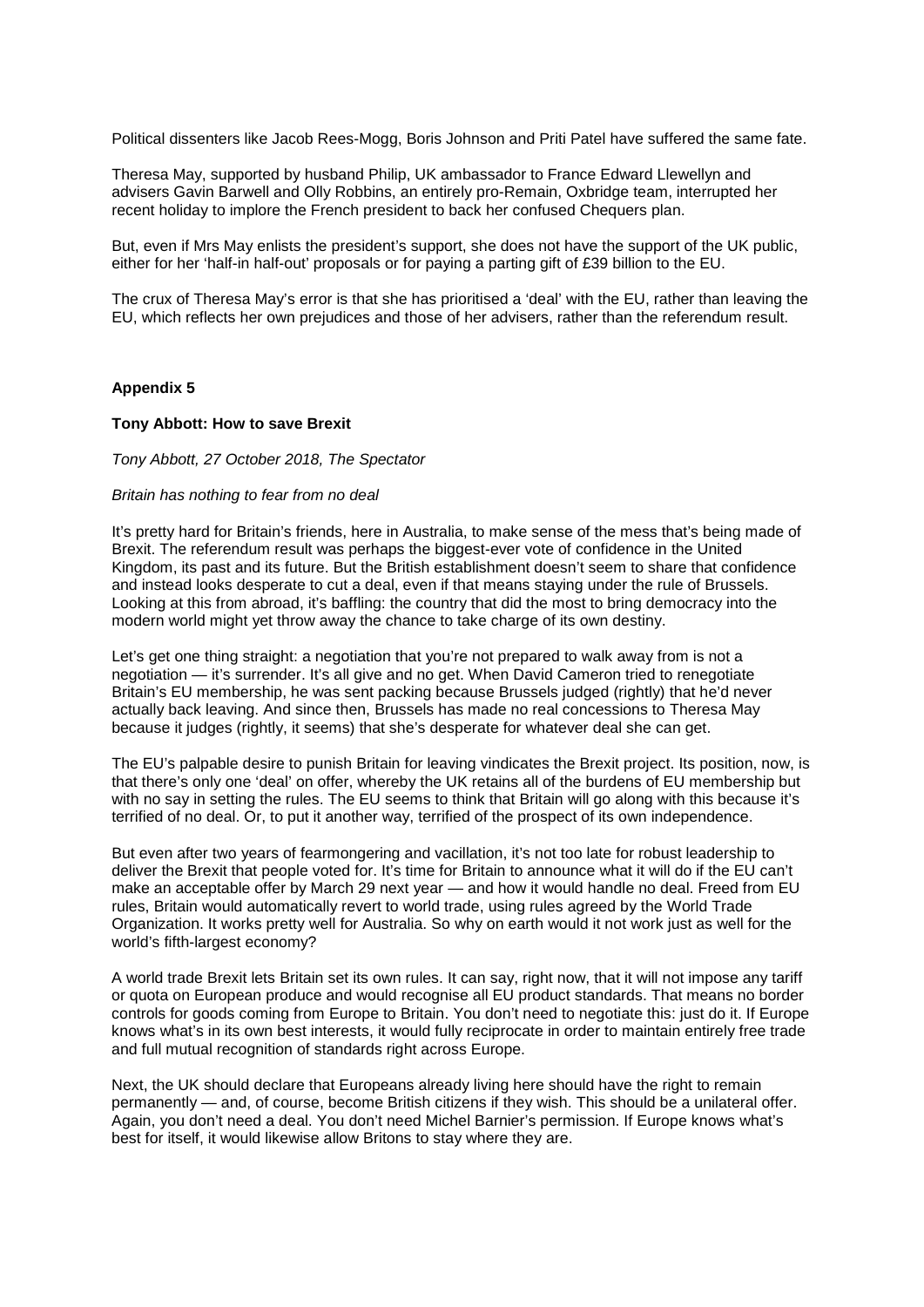Political dissenters like Jacob Rees-Mogg, Boris Johnson and Priti Patel have suffered the same fate.

Theresa May, supported by husband Philip, UK ambassador to France Edward Llewellyn and advisers Gavin Barwell and Olly Robbins, an entirely pro-Remain, Oxbridge team, interrupted her recent holiday to implore the French president to back her confused Chequers plan.

But, even if Mrs May enlists the president's support, she does not have the support of the UK public, either for her 'half-in half-out' proposals or for paying a parting gift of £39 billion to the EU.

The crux of Theresa May's error is that she has prioritised a 'deal' with the EU, rather than leaving the EU, which reflects her own prejudices and those of her advisers, rather than the referendum result.

**Appendix 5**

**Tony Abbott: How to save Brexit**

*Tony Abbott, 27 October 2018, The Spectator*

*Britain has nothing to fear from no deal*

It's pretty hard for Britain's friends, here in Australia, to make sense of the mess that's being made of Brexit. The referendum result was perhaps the biggest-ever vote of confidence in the United Kingdom, its past and its future. But the British establishment doesn't seem to share that confidence and instead looks desperate to cut a deal, even if that means staying under the rule of Brussels. Looking at this from abroad, it's baffling: the country that did the most to bring democracy into the modern world might yet throw away the chance to take charge of its own destiny.

Let's get one thing straight: a negotiation that you're not prepared to walk away from is not a negotiation — it's surrender. It's all give and no get. When David Cameron tried to renegotiate Britain's EU membership, he was sent packing because Brussels judged (rightly) that he'd never actually back leaving. And since then, Brussels has made no real concessions to Theresa May because it judges (rightly, it seems) that she's desperate for whatever deal she can get.

The EU's palpable desire to punish Britain for leaving vindicates the Brexit project. Its position, now, is that there's only one 'deal' on offer, whereby the UK retains all of the burdens of EU membership but with no say in setting the rules. The EU seems to think that Britain will go along with this because it's terrified of no deal. Or, to put it another way, terrified of the prospect of its own independence.

But even after two years of fearmongering and vacillation, it's not too late for robust leadership to deliver the Brexit that people voted for. It's time for Britain to announce what it will do if the EU can't make an acceptable offer by March 29 next year — and how it would handle no deal. Freed from EU rules, Britain would automatically revert to world trade, using rules agreed by the World Trade Organization. It works pretty well for Australia. So why on earth would it not work just as well for the world's fifth-largest economy?

A world trade Brexit lets Britain set its own rules. It can say, right now, that it will not impose any tariff or quota on European produce and would recognise all EU product standards. That means no border controls for goods coming from Europe to Britain. You don't need to negotiate this: just do it. If Europe knows what's in its own best interests, it would fully reciprocate in order to maintain entirely free trade and full mutual recognition of standards right across Europe.

Next, the UK should declare that Europeans already living here should have the right to remain permanently — and, of course, become British citizens if they wish. This should be a unilateral offer. Again, you don't need a deal. You don't need Michel Barnier's permission. If Europe knows what's best for itself, it would likewise allow Britons to stay where they are.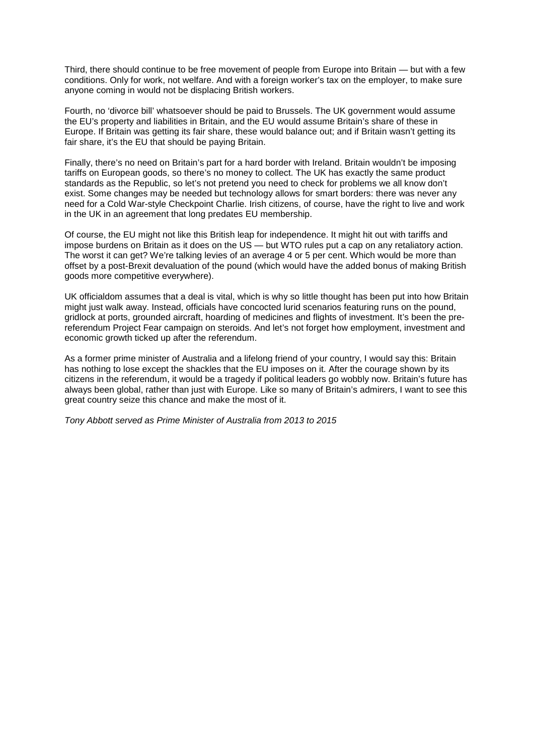Third, there should continue to be free movement of people from Europe into Britain — but with a few conditions. Only for work, not welfare. And with a foreign worker's tax on the employer, to make sure anyone coming in would not be displacing British workers.

Fourth, no 'divorce bill' whatsoever should be paid to Brussels. The UK government would assume the EU's property and liabilities in Britain, and the EU would assume Britain's share of these in Europe. If Britain was getting its fair share, these would balance out; and if Britain wasn't getting its fair share, it's the EU that should be paying Britain.

Finally, there's no need on Britain's part for a hard border with Ireland. Britain wouldn't be imposing tariffs on European goods, so there's no money to collect. The UK has exactly the same product standards as the Republic, so let's not pretend you need to check for problems we all know don't exist. Some changes may be needed but technology allows for smart borders: there was never any need for a Cold War-style Checkpoint Charlie. Irish citizens, of course, have the right to live and work in the UK in an agreement that long predates EU membership.

Of course, the EU might not like this British leap for independence. It might hit out with tariffs and impose burdens on Britain as it does on the US — but WTO rules put a cap on any retaliatory action. The worst it can get? We're talking levies of an average 4 or 5 per cent. Which would be more than offset by a post-Brexit devaluation of the pound (which would have the added bonus of making British goods more competitive everywhere).

UK officialdom assumes that a deal is vital, which is why so little thought has been put into how Britain might just walk away. Instead, officials have concocted lurid scenarios featuring runs on the pound, gridlock at ports, grounded aircraft, hoarding of medicines and flights of investment. It's been the pre-referendum Project Fear campaign on steroids. And let's not forget how employment, investment and economic growth ticked up after the referendum.

As a former prime minister of Australia and a lifelong friend of your country, I would say this: Britain has nothing to lose except the shackles that the EU imposes on it. After the courage shown by its citizens in the referendum, it would be a tragedy if political leaders go wobbly now. Britain's future has always been global, rather than just with Europe. Like so many of Britain's admirers, I want to see this great country seize this chance and make the most of it.

*Tony Abbott served as Prime Minister of Australia from 2013 to 2015*